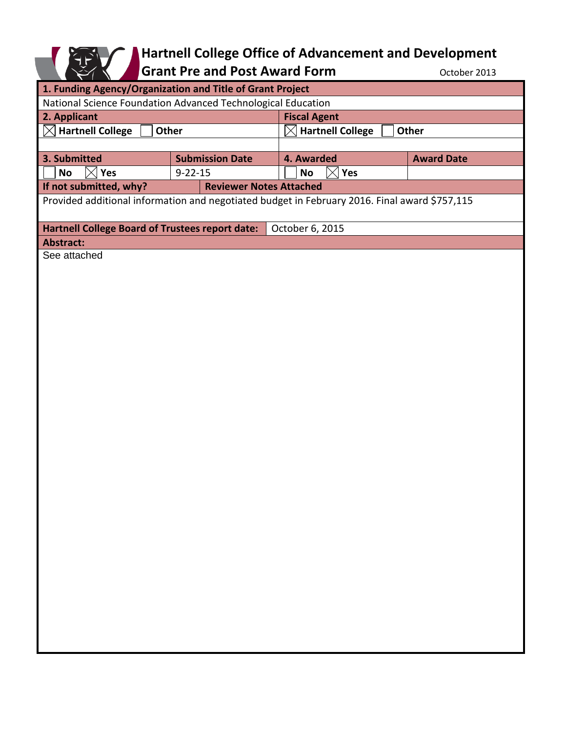# Hartnell College Office of Advancement and Development

## Grant Pre and Post Award Form

October 2013

| **1. Funding Agency/Organization and Title of Grant Project** | | | |
|---|---|---|---|
| National Science Foundation Advanced Technological Education | | | |
| **2. Applicant** | | **Fiscal Agent** | |
| ☒ **Hartnell College** ☐ **Other** | | ☒ **Hartnell College** ☐ **Other** | |
| | | | |
| **3. Submitted** | **Submission Date** | **4. Awarded** | **Award Date** |
| ☐ **No** ☒ **Yes** | 9-22-15 | ☐ **No** ☒ **Yes** | |
| **If not submitted, why?** | **Reviewer Notes Attached** | | |
| Provided additional information and negotiated budget in February 2016. Final award $757,115 | | | |
| **Hartnell College Board of Trustees report date:** | October 6, 2015 | | |

**Abstract:**

See attached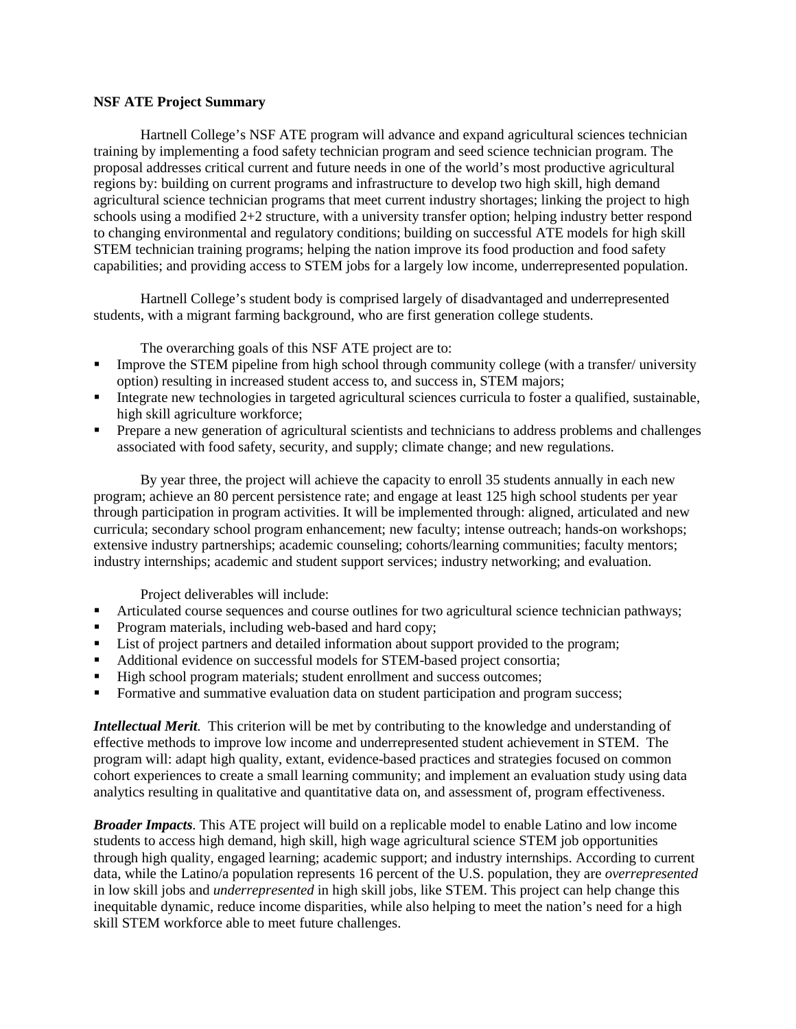**NSF ATE Project Summary**

Hartnell College's NSF ATE program will advance and expand agricultural sciences technician training by implementing a food safety technician program and seed science technician program. The proposal addresses critical current and future needs in one of the world's most productive agricultural regions by: building on current programs and infrastructure to develop two high skill, high demand agricultural science technician programs that meet current industry shortages; linking the project to high schools using a modified 2+2 structure, with a university transfer option; helping industry better respond to changing environmental and regulatory conditions; building on successful ATE models for high skill STEM technician training programs; helping the nation improve its food production and food safety capabilities; and providing access to STEM jobs for a largely low income, underrepresented population.

Hartnell College's student body is comprised largely of disadvantaged and underrepresented students, with a migrant farming background, who are first generation college students.

The overarching goals of this NSF ATE project are to:

- Improve the STEM pipeline from high school through community college (with a transfer/ university option) resulting in increased student access to, and success in, STEM majors;
- Integrate new technologies in targeted agricultural sciences curricula to foster a qualified, sustainable, high skill agriculture workforce;
- Prepare a new generation of agricultural scientists and technicians to address problems and challenges associated with food safety, security, and supply; climate change; and new regulations.

By year three, the project will achieve the capacity to enroll 35 students annually in each new program; achieve an 80 percent persistence rate; and engage at least 125 high school students per year through participation in program activities. It will be implemented through: aligned, articulated and new curricula; secondary school program enhancement; new faculty; intense outreach; hands-on workshops; extensive industry partnerships; academic counseling; cohorts/learning communities; faculty mentors; industry internships; academic and student support services; industry networking; and evaluation.

Project deliverables will include:

- Articulated course sequences and course outlines for two agricultural science technician pathways;
- Program materials, including web-based and hard copy;
- List of project partners and detailed information about support provided to the program;
- Additional evidence on successful models for STEM-based project consortia;
- High school program materials; student enrollment and success outcomes;
- Formative and summative evaluation data on student participation and program success;

***Intellectual Merit.*** This criterion will be met by contributing to the knowledge and understanding of effective methods to improve low income and underrepresented student achievement in STEM. The program will: adapt high quality, extant, evidence-based practices and strategies focused on common cohort experiences to create a small learning community; and implement an evaluation study using data analytics resulting in qualitative and quantitative data on, and assessment of, program effectiveness.

***Broader Impacts.*** This ATE project will build on a replicable model to enable Latino and low income students to access high demand, high skill, high wage agricultural science STEM job opportunities through high quality, engaged learning; academic support; and industry internships. According to current data, while the Latino/a population represents 16 percent of the U.S. population, they are *overrepresented* in low skill jobs and *underrepresented* in high skill jobs, like STEM. This project can help change this inequitable dynamic, reduce income disparities, while also helping to meet the nation's need for a high skill STEM workforce able to meet future challenges.